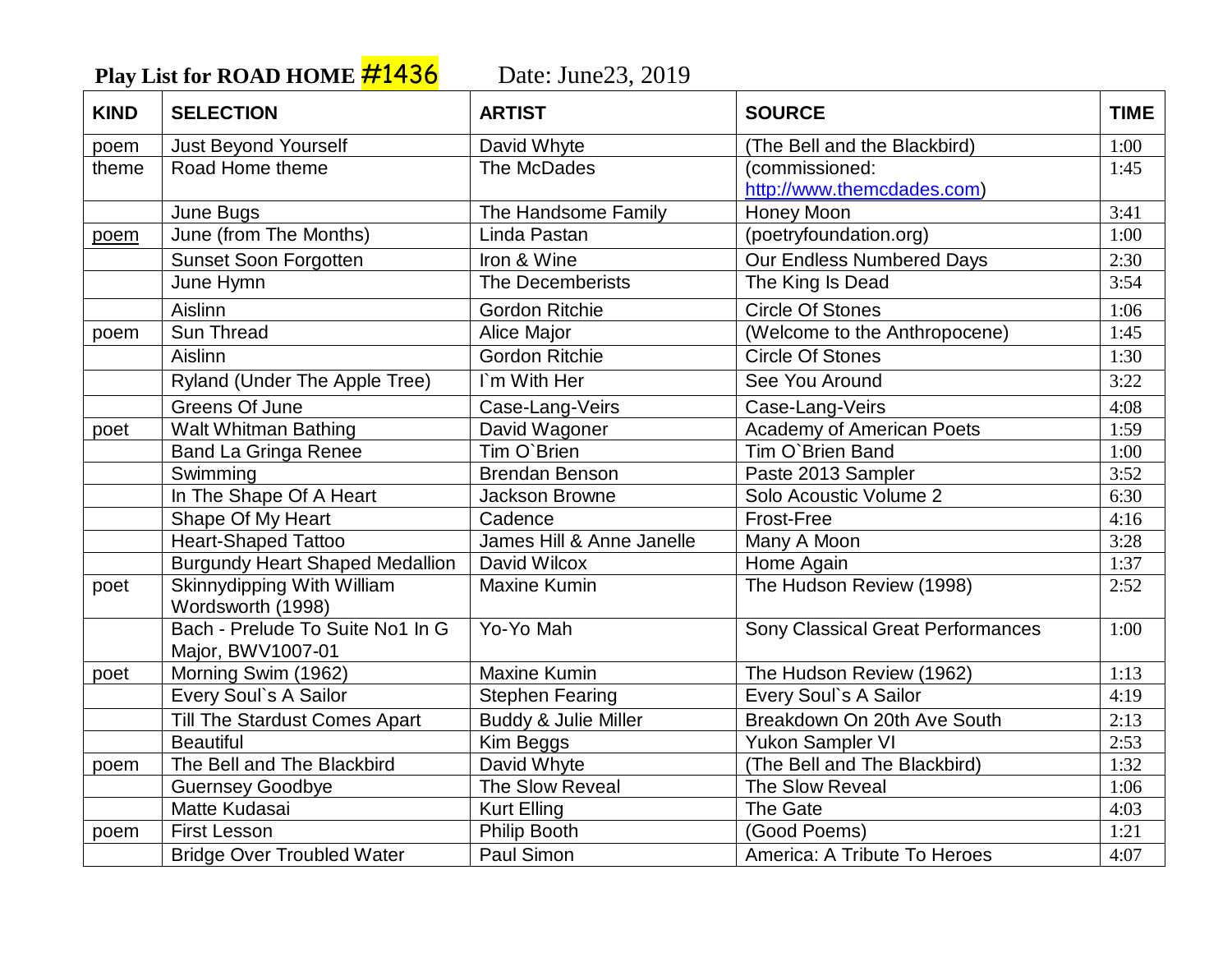**Play List for ROAD HOME #1436** Date: June23, 2019

| KIND | SELECTION | ARTIST | SOURCE | TIME |
|---|---|---|---|---|
| poem | Just Beyond Yourself | David Whyte | (The Bell and the Blackbird) | 1:00 |
| theme | Road Home theme | The McDades | (commissioned: http://www.themcdades.com) | 1:45 |
| | June Bugs | The Handsome Family | Honey Moon | 3:41 |
| poem | June (from The Months) | Linda Pastan | (poetryfoundation.org) | 1:00 |
| | Sunset Soon Forgotten | Iron & Wine | Our Endless Numbered Days | 2:30 |
| | June Hymn | The Decemberists | The King Is Dead | 3:54 |
| | Aislinn | Gordon Ritchie | Circle Of Stones | 1:06 |
| poem | Sun Thread | Alice Major | (Welcome to the Anthropocene) | 1:45 |
| | Aislinn | Gordon Ritchie | Circle Of Stones | 1:30 |
| | Ryland (Under The Apple Tree) | I`m With Her | See You Around | 3:22 |
| | Greens Of June | Case-Lang-Veirs | Case-Lang-Veirs | 4:08 |
| poet | Walt Whitman Bathing | David Wagoner | Academy of American Poets | 1:59 |
| | Band La Gringa Renee | Tim O`Brien | Tim O`Brien Band | 1:00 |
| | Swimming | Brendan Benson | Paste 2013 Sampler | 3:52 |
| | In The Shape Of A Heart | Jackson Browne | Solo Acoustic Volume 2 | 6:30 |
| | Shape Of My Heart | Cadence | Frost-Free | 4:16 |
| | Heart-Shaped Tattoo | James Hill & Anne Janelle | Many A Moon | 3:28 |
| | Burgundy Heart Shaped Medallion | David Wilcox | Home Again | 1:37 |
| poet | Skinnydipping With William Wordsworth (1998) | Maxine Kumin | The Hudson Review (1998) | 2:52 |
| | Bach - Prelude To Suite No1 In G Major, BWV1007-01 | Yo-Yo Mah | Sony Classical Great Performances | 1:00 |
| poet | Morning Swim (1962) | Maxine Kumin | The Hudson Review (1962) | 1:13 |
| | Every Soul`s A Sailor | Stephen Fearing | Every Soul`s A Sailor | 4:19 |
| | Till The Stardust Comes Apart | Buddy & Julie Miller | Breakdown On 20th Ave South | 2:13 |
| | Beautiful | Kim Beggs | Yukon Sampler VI | 2:53 |
| poem | The Bell and The Blackbird | David Whyte | (The Bell and The Blackbird) | 1:32 |
| | Guernsey Goodbye | The Slow Reveal | The Slow Reveal | 1:06 |
| | Matte Kudasai | Kurt Elling | The Gate | 4:03 |
| poem | First Lesson | Philip Booth | (Good Poems) | 1:21 |
| | Bridge Over Troubled Water | Paul Simon | America: A Tribute To Heroes | 4:07 |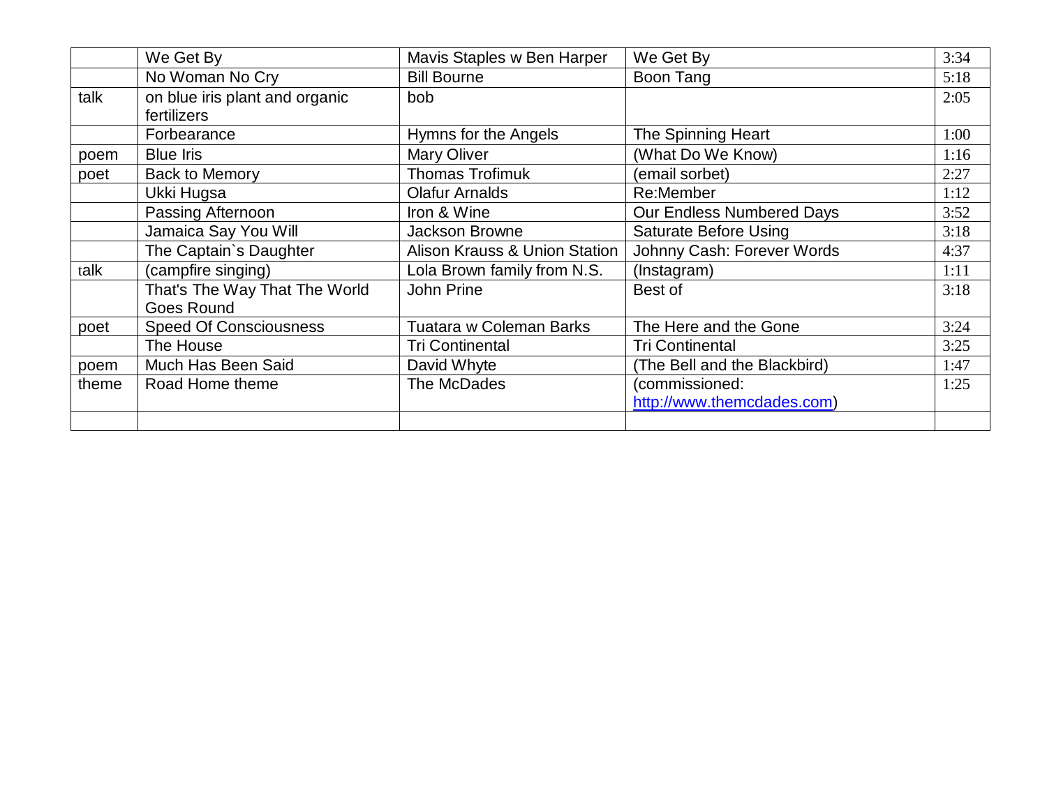| | | | | |
|---|---|---|---|---|
| | We Get By | Mavis Staples w Ben Harper | We Get By | 3:34 |
| | No Woman No Cry | Bill Bourne | Boon Tang | 5:18 |
| talk | on blue iris plant and organic fertilizers | bob | | 2:05 |
| | Forbearance | Hymns for the Angels | The Spinning Heart | 1:00 |
| poem | Blue Iris | Mary Oliver | (What Do We Know) | 1:16 |
| poet | Back to Memory | Thomas Trofimuk | (email sorbet) | 2:27 |
| | Ukki Hugsa | Olafur Arnalds | Re:Member | 1:12 |
| | Passing Afternoon | Iron & Wine | Our Endless Numbered Days | 3:52 |
| | Jamaica Say You Will | Jackson Browne | Saturate Before Using | 3:18 |
| | The Captain`s Daughter | Alison Krauss & Union Station | Johnny Cash: Forever Words | 4:37 |
| talk | (campfire singing) | Lola Brown family from N.S. | (Instagram) | 1:11 |
| | That's The Way That The World Goes Round | John Prine | Best of | 3:18 |
| poet | Speed Of Consciousness | Tuatara w Coleman Barks | The Here and the Gone | 3:24 |
| | The House | Tri Continental | Tri Continental | 3:25 |
| poem | Much Has Been Said | David Whyte | (The Bell and the Blackbird) | 1:47 |
| theme | Road Home theme | The McDades | (commissioned: http://www.themcdades.com) | 1:25 |
| | | | | |